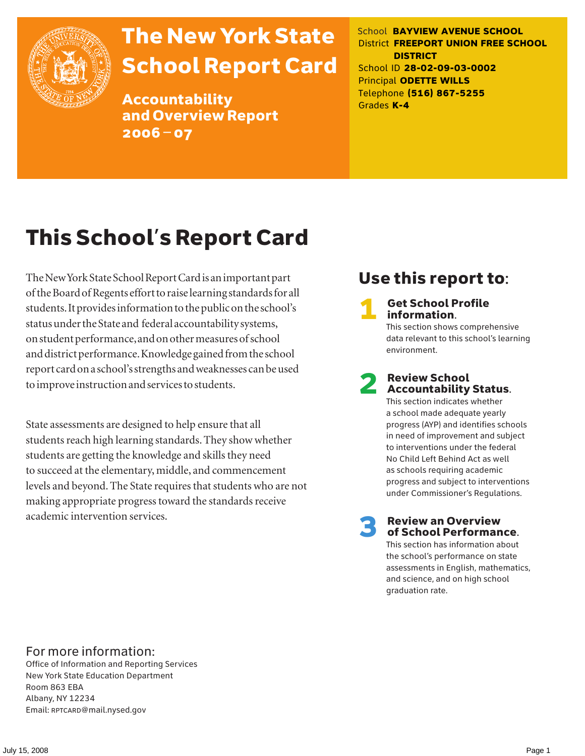# The New York State School Report Card

## Accountability and Overview Report 2006 – 07

School **BAYVIEW AVENUE SCHOOL**
District **FREEPORT UNION FREE SCHOOL DISTRICT**
School ID **28-02-09-03-0002**
Principal **ODETTE WILLS**
Telephone **(516) 867-5255**
Grades **K-4**

# This School's Report Card

The New York State School Report Card is an important part of the Board of Regents effort to raise learning standards for all students. It provides information to the public on the school's status under the State and federal accountability systems, on student performance, and on other measures of school and district performance. Knowledge gained from the school report card on a school's strengths and weaknesses can be used to improve instruction and services to students.

State assessments are designed to help ensure that all students reach high learning standards. They show whether students are getting the knowledge and skills they need to succeed at the elementary, middle, and commencement levels and beyond. The State requires that students who are not making appropriate progress toward the standards receive academic intervention services.

## Use this report to:

**1 Get School Profile information.**
This section shows comprehensive data relevant to this school's learning environment.

**2 Review School Accountability Status.**
This section indicates whether a school made adequate yearly progress (AYP) and identifies schools in need of improvement and subject to interventions under the federal No Child Left Behind Act as well as schools requiring academic progress and subject to interventions under Commissioner's Regulations.

**3 Review an Overview of School Performance.**
This section has information about the school's performance on state assessments in English, mathematics, and science, and on high school graduation rate.

## For more information:

Office of Information and Reporting Services
New York State Education Department
Room 863 EBA
Albany, NY 12234
Email: RPTCARD@mail.nysed.gov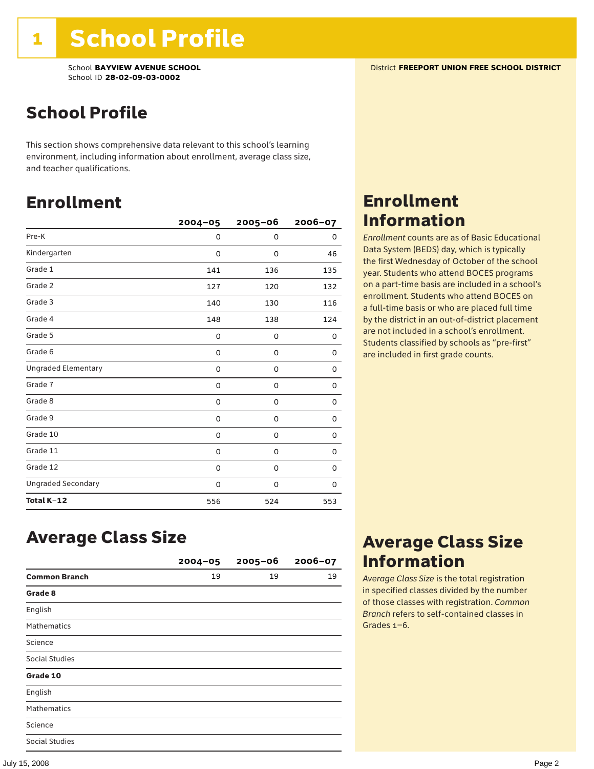# 1 School Profile

School **BAYVIEW AVENUE SCHOOL**
School ID **28-02-09-03-0002**

District **FREEPORT UNION FREE SCHOOL DISTRICT**

## School Profile

This section shows comprehensive data relevant to this school's learning environment, including information about enrollment, average class size, and teacher qualifications.

## Enrollment

| | 2004–05 | 2005–06 | 2006–07 |
|---|---|---|---|
| Pre-K | 0 | 0 | 0 |
| Kindergarten | 0 | 0 | 46 |
| Grade 1 | 141 | 136 | 135 |
| Grade 2 | 127 | 120 | 132 |
| Grade 3 | 140 | 130 | 116 |
| Grade 4 | 148 | 138 | 124 |
| Grade 5 | 0 | 0 | 0 |
| Grade 6 | 0 | 0 | 0 |
| Ungraded Elementary | 0 | 0 | 0 |
| Grade 7 | 0 | 0 | 0 |
| Grade 8 | 0 | 0 | 0 |
| Grade 9 | 0 | 0 | 0 |
| Grade 10 | 0 | 0 | 0 |
| Grade 11 | 0 | 0 | 0 |
| Grade 12 | 0 | 0 | 0 |
| Ungraded Secondary | 0 | 0 | 0 |
| **Total K–12** | 556 | 524 | 553 |

## Enrollment Information

*Enrollment* counts are as of Basic Educational Data System (BEDS) day, which is typically the first Wednesday of October of the school year. Students who attend BOCES programs on a part-time basis are included in a school's enrollment. Students who attend BOCES on a full-time basis or who are placed full time by the district in an out-of-district placement are not included in a school's enrollment. Students classified by schools as "pre-first" are included in first grade counts.

## Average Class Size

| | 2004–05 | 2005–06 | 2006–07 |
|---|---|---|---|
| **Common Branch** | 19 | 19 | 19 |
| **Grade 8** | | | |
| English | | | |
| Mathematics | | | |
| Science | | | |
| Social Studies | | | |
| **Grade 10** | | | |
| English | | | |
| Mathematics | | | |
| Science | | | |
| Social Studies | | | |

## Average Class Size Information

*Average Class Size* is the total registration in specified classes divided by the number of those classes with registration. *Common Branch* refers to self-contained classes in Grades 1–6.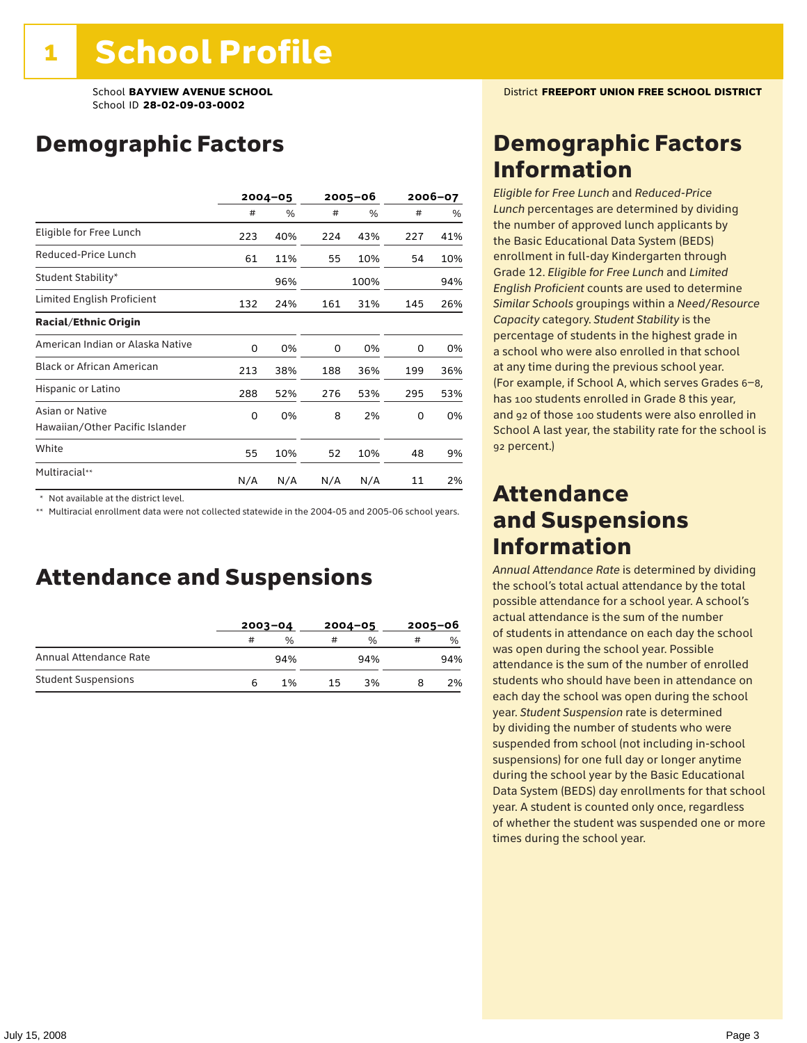# 1 School Profile

School **BAYVIEW AVENUE SCHOOL**
School ID **28-02-09-03-0002**

District **FREEPORT UNION FREE SCHOOL DISTRICT**

## Demographic Factors

| | 2004–05 | | 2005–06 | | 2006–07 | |
|---|---|---|---|---|---|---|
| | # | % | # | % | # | % |
| Eligible for Free Lunch | 223 | 40% | 224 | 43% | 227 | 41% |
| Reduced-Price Lunch | 61 | 11% | 55 | 10% | 54 | 10% |
| Student Stability* | | 96% | | 100% | | 94% |
| Limited English Proficient | 132 | 24% | 161 | 31% | 145 | 26% |
| **Racial/Ethnic Origin** | | | | | | |
| American Indian or Alaska Native | 0 | 0% | 0 | 0% | 0 | 0% |
| Black or African American | 213 | 38% | 188 | 36% | 199 | 36% |
| Hispanic or Latino | 288 | 52% | 276 | 53% | 295 | 53% |
| Asian or Native Hawaiian/Other Pacific Islander | 0 | 0% | 8 | 2% | 0 | 0% |
| White | 55 | 10% | 52 | 10% | 48 | 9% |
| Multiracial** | N/A | N/A | N/A | N/A | 11 | 2% |

\* Not available at the district level.
\*\* Multiracial enrollment data were not collected statewide in the 2004-05 and 2005-06 school years.

## Attendance and Suspensions

| | 2003–04 | | 2004–05 | | 2005–06 | |
|---|---|---|---|---|---|---|
| | # | % | # | % | # | % |
| Annual Attendance Rate | | 94% | | 94% | | 94% |
| Student Suspensions | 6 | 1% | 15 | 3% | 8 | 2% |

## Demographic Factors Information

*Eligible for Free Lunch* and *Reduced-Price Lunch* percentages are determined by dividing the number of approved lunch applicants by the Basic Educational Data System (BEDS) enrollment in full-day Kindergarten through Grade 12. *Eligible for Free Lunch* and *Limited English Proficient* counts are used to determine *Similar Schools* groupings within a *Need/Resource Capacity* category. *Student Stability* is the percentage of students in the highest grade in a school who were also enrolled in that school at any time during the previous school year. (For example, if School A, which serves Grades 6–8, has 100 students enrolled in Grade 8 this year, and 92 of those 100 students were also enrolled in School A last year, the stability rate for the school is 92 percent.)

## Attendance and Suspensions Information

*Annual Attendance Rate* is determined by dividing the school's total actual attendance by the total possible attendance for a school year. A school's actual attendance is the sum of the number of students in attendance on each day the school was open during the school year. Possible attendance is the sum of the number of enrolled students who should have been in attendance on each day the school was open during the school year. *Student Suspension* rate is determined by dividing the number of students who were suspended from school (not including in-school suspensions) for one full day or longer anytime during the school year by the Basic Educational Data System (BEDS) day enrollments for that school year. A student is counted only once, regardless of whether the student was suspended one or more times during the school year.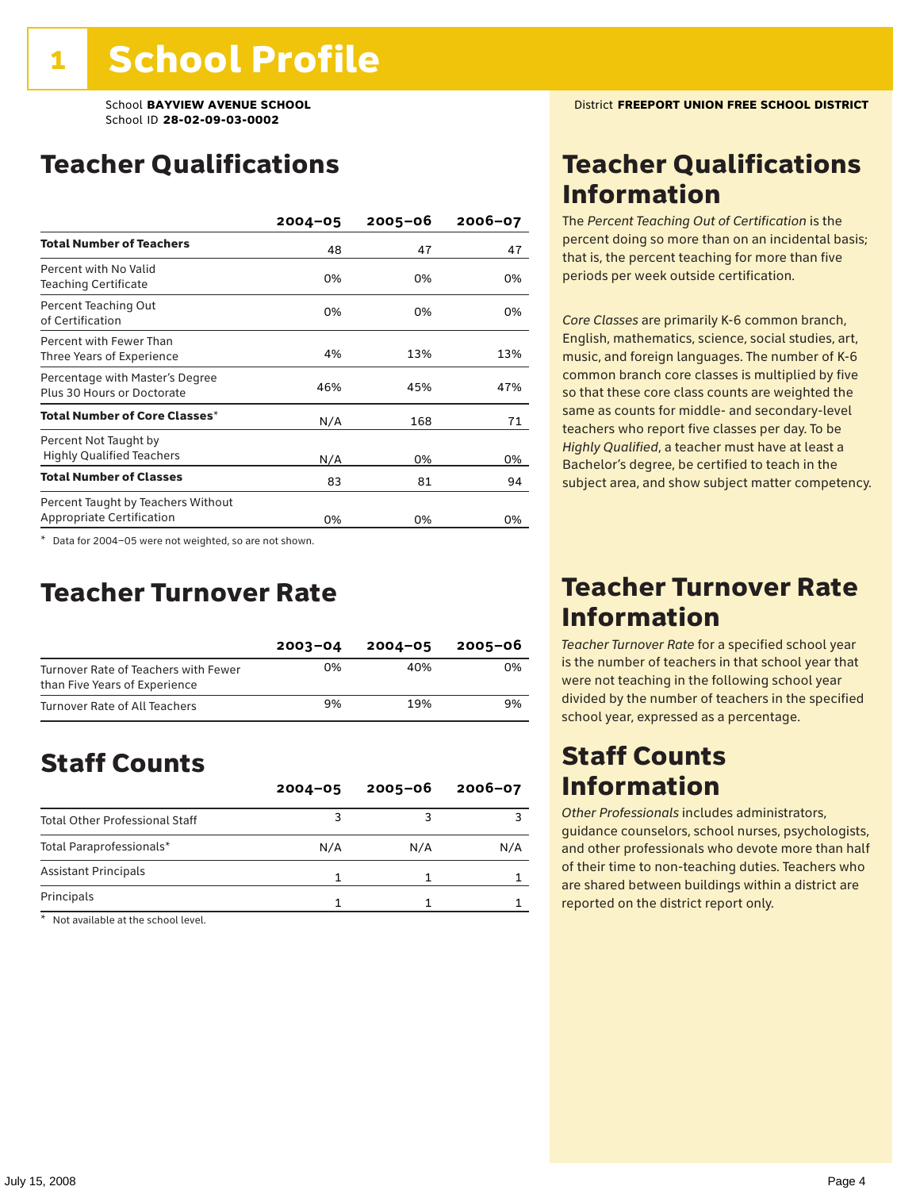# 1 School Profile

School **BAYVIEW AVENUE SCHOOL**
School ID **28-02-09-03-0002**

District **FREEPORT UNION FREE SCHOOL DISTRICT**

## Teacher Qualifications

| | 2004–05 | 2005–06 | 2006–07 |
|---|---|---|---|
| **Total Number of Teachers** | 48 | 47 | 47 |
| Percent with No Valid Teaching Certificate | 0% | 0% | 0% |
| Percent Teaching Out of Certification | 0% | 0% | 0% |
| Percent with Fewer Than Three Years of Experience | 4% | 13% | 13% |
| Percentage with Master's Degree Plus 30 Hours or Doctorate | 46% | 45% | 47% |
| **Total Number of Core Classes*** | N/A | 168 | 71 |
| Percent Not Taught by Highly Qualified Teachers | N/A | 0% | 0% |
| **Total Number of Classes** | 83 | 81 | 94 |
| Percent Taught by Teachers Without Appropriate Certification | 0% | 0% | 0% |

\* Data for 2004–05 were not weighted, so are not shown.

## Teacher Turnover Rate

| | 2003–04 | 2004–05 | 2005–06 |
|---|---|---|---|
| Turnover Rate of Teachers with Fewer than Five Years of Experience | 0% | 40% | 0% |
| Turnover Rate of All Teachers | 9% | 19% | 9% |

## Staff Counts

| | 2004–05 | 2005–06 | 2006–07 |
|---|---|---|---|
| Total Other Professional Staff | 3 | 3 | 3 |
| Total Paraprofessionals* | N/A | N/A | N/A |
| Assistant Principals | 1 | 1 | 1 |
| Principals | 1 | 1 | 1 |

\* Not available at the school level.

## Teacher Qualifications Information

The *Percent Teaching Out of Certification* is the percent doing so more than on an incidental basis; that is, the percent teaching for more than five periods per week outside certification.

*Core Classes* are primarily K-6 common branch, English, mathematics, science, social studies, art, music, and foreign languages. The number of K-6 common branch core classes is multiplied by five so that these core class counts are weighted the same as counts for middle- and secondary-level teachers who report five classes per day. To be *Highly Qualified*, a teacher must have at least a Bachelor's degree, be certified to teach in the subject area, and show subject matter competency.

## Teacher Turnover Rate Information

*Teacher Turnover Rate* for a specified school year is the number of teachers in that school year that were not teaching in the following school year divided by the number of teachers in the specified school year, expressed as a percentage.

## Staff Counts Information

*Other Professionals* includes administrators, guidance counselors, school nurses, psychologists, and other professionals who devote more than half of their time to non-teaching duties. Teachers who are shared between buildings within a district are reported on the district report only.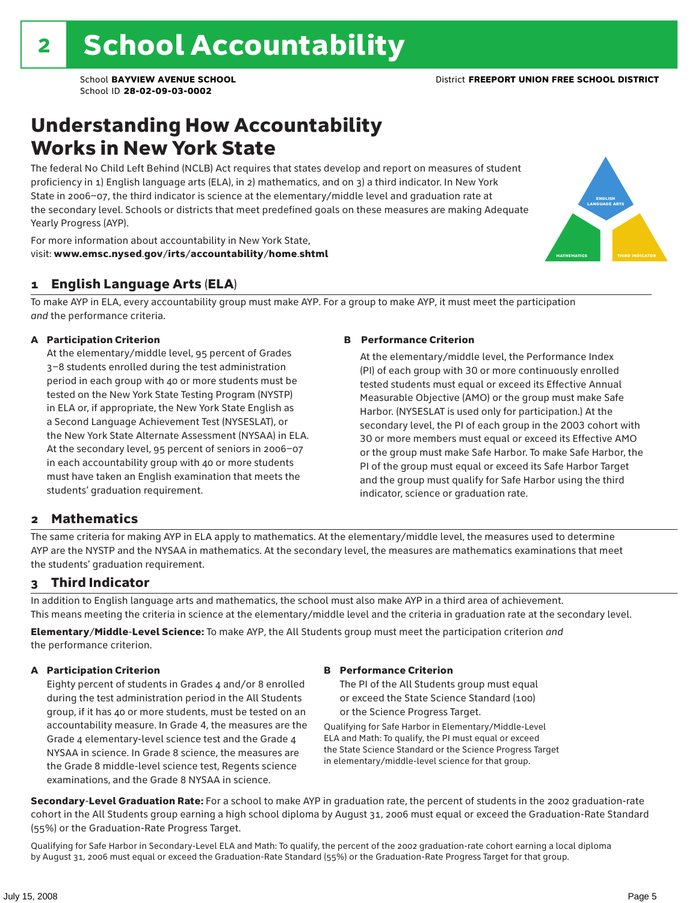# 2 School Accountability

School **BAYVIEW AVENUE SCHOOL** District **FREEPORT UNION FREE SCHOOL DISTRICT**
School ID **28-02-09-03-0002**

## Understanding How Accountability Works in New York State

The federal No Child Left Behind (NCLB) Act requires that states develop and report on measures of student proficiency in 1) English language arts (ELA), in 2) mathematics, and on 3) a third indicator. In New York State in 2006–07, the third indicator is science at the elementary/middle level and graduation rate at the secondary level. Schools or districts that meet predefined goals on these measures are making Adequate Yearly Progress (AYP).

For more information about accountability in New York State, visit: **www.emsc.nysed.gov/irts/accountability/home.shtml**

ENGLISH LANGUAGE ARTS
MATHEMATICS
THIRD INDICATOR

### 1 English Language Arts (ELA)

To make AYP in ELA, every accountability group must make AYP. For a group to make AYP, it must meet the participation *and* the performance criteria.

**A Participation Criterion**

At the elementary/middle level, 95 percent of Grades 3–8 students enrolled during the test administration period in each group with 40 or more students must be tested on the New York State Testing Program (NYSTP) in ELA or, if appropriate, the New York State English as a Second Language Achievement Test (NYSESLAT), or the New York State Alternate Assessment (NYSAA) in ELA. At the secondary level, 95 percent of seniors in 2006–07 in each accountability group with 40 or more students must have taken an English examination that meets the students' graduation requirement.

**B Performance Criterion**

At the elementary/middle level, the Performance Index (PI) of each group with 30 or more continuously enrolled tested students must equal or exceed its Effective Annual Measurable Objective (AMO) or the group must make Safe Harbor. (NYSESLAT is used only for participation.) At the secondary level, the PI of each group in the 2003 cohort with 30 or more members must equal or exceed its Effective AMO or the group must make Safe Harbor. To make Safe Harbor, the PI of the group must equal or exceed its Safe Harbor Target and the group must qualify for Safe Harbor using the third indicator, science or graduation rate.

### 2 Mathematics

The same criteria for making AYP in ELA apply to mathematics. At the elementary/middle level, the measures used to determine AYP are the NYSTP and the NYSAA in mathematics. At the secondary level, the measures are mathematics examinations that meet the students' graduation requirement.

### 3 Third Indicator

In addition to English language arts and mathematics, the school must also make AYP in a third area of achievement. This means meeting the criteria in science at the elementary/middle level and the criteria in graduation rate at the secondary level.

**Elementary/Middle-Level Science:** To make AYP, the All Students group must meet the participation criterion *and* the performance criterion.

**A Participation Criterion**

Eighty percent of students in Grades 4 and/or 8 enrolled during the test administration period in the All Students group, if it has 40 or more students, must be tested on an accountability measure. In Grade 4, the measures are the Grade 4 elementary-level science test and the Grade 4 NYSAA in science. In Grade 8 science, the measures are the Grade 8 middle-level science test, Regents science examinations, and the Grade 8 NYSAA in science.

**B Performance Criterion**

The PI of the All Students group must equal or exceed the State Science Standard (100) or the Science Progress Target.

Qualifying for Safe Harbor in Elementary/Middle-Level ELA and Math: To qualify, the PI must equal or exceed the State Science Standard or the Science Progress Target in elementary/middle-level science for that group.

**Secondary-Level Graduation Rate:** For a school to make AYP in graduation rate, the percent of students in the 2002 graduation-rate cohort in the All Students group earning a high school diploma by August 31, 2006 must equal or exceed the Graduation-Rate Standard (55%) or the Graduation-Rate Progress Target.

Qualifying for Safe Harbor in Secondary-Level ELA and Math: To qualify, the percent of the 2002 graduation-rate cohort earning a local diploma by August 31, 2006 must equal or exceed the Graduation-Rate Standard (55%) or the Graduation-Rate Progress Target for that group.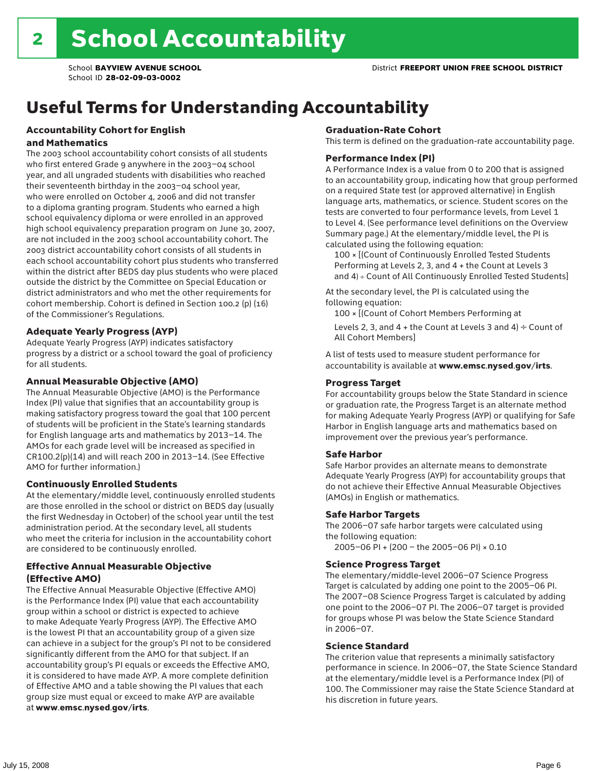# 2 School Accountability

School **BAYVIEW AVENUE SCHOOL**
School ID **28-02-09-03-0002**

District **FREEPORT UNION FREE SCHOOL DISTRICT**

## Useful Terms for Understanding Accountability

### Accountability Cohort for English and Mathematics

The 2003 school accountability cohort consists of all students who first entered Grade 9 anywhere in the 2003–04 school year, and all ungraded students with disabilities who reached their seventeenth birthday in the 2003–04 school year, who were enrolled on October 4, 2006 and did not transfer to a diploma granting program. Students who earned a high school equivalency diploma or were enrolled in an approved high school equivalency preparation program on June 30, 2007, are not included in the 2003 school accountability cohort. The 2003 district accountability cohort consists of all students in each school accountability cohort plus students who transferred within the district after BEDS day plus students who were placed outside the district by the Committee on Special Education or district administrators and who met the other requirements for cohort membership. Cohort is defined in Section 100.2 (p) (16) of the Commissioner's Regulations.

### Adequate Yearly Progress (AYP)

Adequate Yearly Progress (AYP) indicates satisfactory progress by a district or a school toward the goal of proficiency for all students.

### Annual Measurable Objective (AMO)

The Annual Measurable Objective (AMO) is the Performance Index (PI) value that signifies that an accountability group is making satisfactory progress toward the goal that 100 percent of students will be proficient in the State's learning standards for English language arts and mathematics by 2013–14. The AMOs for each grade level will be increased as specified in CR100.2(p)(14) and will reach 200 in 2013–14. (See Effective AMO for further information.)

### Continuously Enrolled Students

At the elementary/middle level, continuously enrolled students are those enrolled in the school or district on BEDS day (usually the first Wednesday in October) of the school year until the test administration period. At the secondary level, all students who meet the criteria for inclusion in the accountability cohort are considered to be continuously enrolled.

### Effective Annual Measurable Objective (Effective AMO)

The Effective Annual Measurable Objective (Effective AMO) is the Performance Index (PI) value that each accountability group within a school or district is expected to achieve to make Adequate Yearly Progress (AYP). The Effective AMO is the lowest PI that an accountability group of a given size can achieve in a subject for the group's PI not to be considered significantly different from the AMO for that subject. If an accountability group's PI equals or exceeds the Effective AMO, it is considered to have made AYP. A more complete definition of Effective AMO and a table showing the PI values that each group size must equal or exceed to make AYP are available at **www.emsc.nysed.gov/irts**.

### Graduation-Rate Cohort

This term is defined on the graduation-rate accountability page.

### Performance Index (PI)

A Performance Index is a value from 0 to 200 that is assigned to an accountability group, indicating how that group performed on a required State test (or approved alternative) in English language arts, mathematics, or science. Student scores on the tests are converted to four performance levels, from Level 1 to Level 4. (See performance level definitions on the Overview Summary page.) At the elementary/middle level, the PI is calculated using the following equation:

100 × [(Count of Continuously Enrolled Tested Students Performing at Levels 2, 3, and 4 + the Count at Levels 3 and 4) ÷ Count of All Continuously Enrolled Tested Students]

At the secondary level, the PI is calculated using the following equation:

100 × [(Count of Cohort Members Performing at Levels 2, 3, and 4 + the Count at Levels 3 and 4) ÷ Count of All Cohort Members]

A list of tests used to measure student performance for accountability is available at **www.emsc.nysed.gov/irts**.

### Progress Target

For accountability groups below the State Standard in science or graduation rate, the Progress Target is an alternate method for making Adequate Yearly Progress (AYP) or qualifying for Safe Harbor in English language arts and mathematics based on improvement over the previous year's performance.

### Safe Harbor

Safe Harbor provides an alternate means to demonstrate Adequate Yearly Progress (AYP) for accountability groups that do not achieve their Effective Annual Measurable Objectives (AMOs) in English or mathematics.

### Safe Harbor Targets

The 2006–07 safe harbor targets were calculated using the following equation:

2005–06 PI + (200 – the 2005–06 PI) × 0.10

### Science Progress Target

The elementary/middle-level 2006–07 Science Progress Target is calculated by adding one point to the 2005–06 PI. The 2007–08 Science Progress Target is calculated by adding one point to the 2006–07 PI. The 2006–07 target is provided for groups whose PI was below the State Science Standard in 2006–07.

### Science Standard

The criterion value that represents a minimally satisfactory performance in science. In 2006–07, the State Science Standard at the elementary/middle level is a Performance Index (PI) of 100. The Commissioner may raise the State Science Standard at his discretion in future years.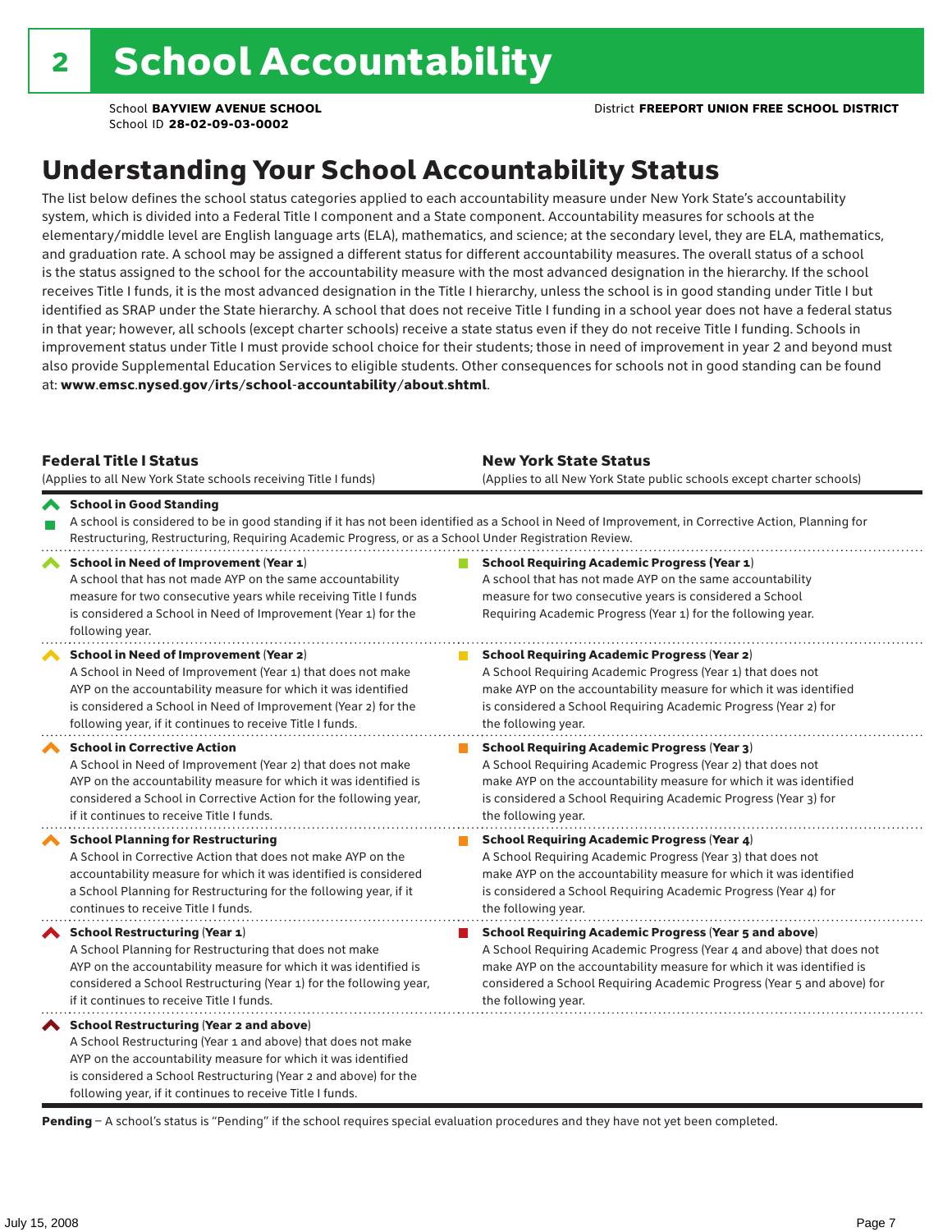## 2 School Accountability

School **BAYVIEW AVENUE SCHOOL**
School ID **28-02-09-03-0002**

District **FREEPORT UNION FREE SCHOOL DISTRICT**

# Understanding Your School Accountability Status

The list below defines the school status categories applied to each accountability measure under New York State's accountability system, which is divided into a Federal Title I component and a State component. Accountability measures for schools at the elementary/middle level are English language arts (ELA), mathematics, and science; at the secondary level, they are ELA, mathematics, and graduation rate. A school may be assigned a different status for different accountability measures. The overall status of a school is the status assigned to the school for the accountability measure with the most advanced designation in the hierarchy. If the school receives Title I funds, it is the most advanced designation in the Title I hierarchy, unless the school is in good standing under Title I but identified as SRAP under the State hierarchy. A school that does not receive Title I funding in a school year does not have a federal status in that year; however, all schools (except charter schools) receive a state status even if they do not receive Title I funding. Schools in improvement status under Title I must provide school choice for their students; those in need of improvement in year 2 and beyond must also provide Supplemental Education Services to eligible students. Other consequences for schools not in good standing can be found at: **www.emsc.nysed.gov/irts/school-accountability/about.shtml**.

| **Federal Title I Status** (Applies to all New York State schools receiving Title I funds) | **New York State Status** (Applies to all New York State public schools except charter schools) |
|---|---|
| **School in Good Standing** A school is considered to be in good standing if it has not been identified as a School in Need of Improvement, in Corrective Action, Planning for Restructuring, Restructuring, Requiring Academic Progress, or as a School Under Registration Review. | |
| **School in Need of Improvement (Year 1)** A school that has not made AYP on the same accountability measure for two consecutive years while receiving Title I funds is considered a School in Need of Improvement (Year 1) for the following year. | **School Requiring Academic Progress (Year 1)** A school that has not made AYP on the same accountability measure for two consecutive years is considered a School Requiring Academic Progress (Year 1) for the following year. |
| **School in Need of Improvement (Year 2)** A School in Need of Improvement (Year 1) that does not make AYP on the accountability measure for which it was identified is considered a School in Need of Improvement (Year 2) for the following year, if it continues to receive Title I funds. | **School Requiring Academic Progress (Year 2)** A School Requiring Academic Progress (Year 1) that does not make AYP on the accountability measure for which it was identified is considered a School Requiring Academic Progress (Year 2) for the following year. |
| **School in Corrective Action** A School in Need of Improvement (Year 2) that does not make AYP on the accountability measure for which it was identified is considered a School in Corrective Action for the following year, if it continues to receive Title I funds. | **School Requiring Academic Progress (Year 3)** A School Requiring Academic Progress (Year 2) that does not make AYP on the accountability measure for which it was identified is considered a School Requiring Academic Progress (Year 3) for the following year. |
| **School Planning for Restructuring** A School in Corrective Action that does not make AYP on the accountability measure for which it was identified is considered a School Planning for Restructuring for the following year, if it continues to receive Title I funds. | **School Requiring Academic Progress (Year 4)** A School Requiring Academic Progress (Year 3) that does not make AYP on the accountability measure for which it was identified is considered a School Requiring Academic Progress (Year 4) for the following year. |
| **School Restructuring (Year 1)** A School Planning for Restructuring that does not make AYP on the accountability measure for which it was identified is considered a School Restructuring (Year 1) for the following year, if it continues to receive Title I funds. | **School Requiring Academic Progress (Year 5 and above)** A School Requiring Academic Progress (Year 4 and above) that does not make AYP on the accountability measure for which it was identified is considered a School Requiring Academic Progress (Year 5 and above) for the following year. |
| **School Restructuring (Year 2 and above)** A School Restructuring (Year 1 and above) that does not make AYP on the accountability measure for which it was identified is considered a School Restructuring (Year 2 and above) for the following year, if it continues to receive Title I funds. | |

**Pending** – A school's status is "Pending" if the school requires special evaluation procedures and they have not yet been completed.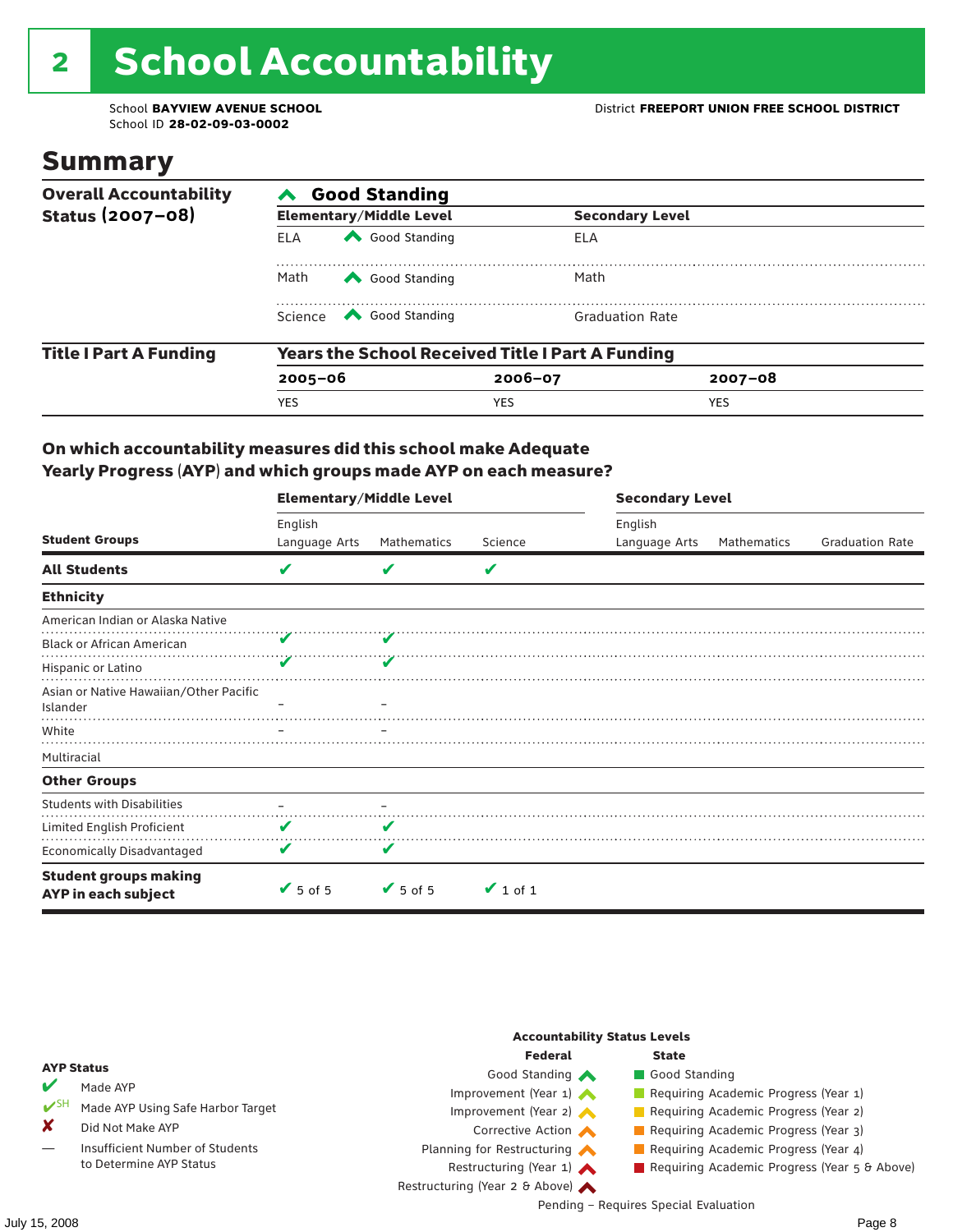# 2 School Accountability

School **BAYVIEW AVENUE SCHOOL**
School ID **28-02-09-03-0002**

District **FREEPORT UNION FREE SCHOOL DISTRICT**

## Summary

| **Overall Accountability Status (2007–08)** | **Good Standing** | | |
|---|---|---|---|
| | **Elementary/Middle Level** | | **Secondary Level** |
| | ELA | Good Standing | ELA |
| | Math | Good Standing | Math |
| | Science | Good Standing | Graduation Rate |

| **Title I Part A Funding** | **Years the School Received Title I Part A Funding** | | |
|---|---|---|---|
| | **2005–06** | **2006–07** | **2007–08** |
| | YES | YES | YES |

### On which accountability measures did this school make Adequate Yearly Progress (AYP) and which groups made AYP on each measure?

| | **Elementary/Middle Level** | | | **Secondary Level** | | |
|---|---|---|---|---|---|---|
| **Student Groups** | English Language Arts | Mathematics | Science | English Language Arts | Mathematics | Graduation Rate |
| **All Students** | ✔ | ✔ | ✔ | | | |
| **Ethnicity** | | | | | | |
| American Indian or Alaska Native | | | | | | |
| Black or African American | ✔ | ✔ | | | | |
| Hispanic or Latino | ✔ | ✔ | | | | |
| Asian or Native Hawaiian/Other Pacific Islander | – | – | | | | |
| White | – | – | | | | |
| Multiracial | | | | | | |
| **Other Groups** | | | | | | |
| Students with Disabilities | – | – | | | | |
| Limited English Proficient | ✔ | ✔ | | | | |
| Economically Disadvantaged | ✔ | ✔ | | | | |
| **Student groups making AYP in each subject** | ✔ 5 of 5 | ✔ 5 of 5 | ✔ 1 of 1 | | | |

**AYP Status**

- ✔ Made AYP
- ✔SH Made AYP Using Safe Harbor Target
- ✘ Did Not Make AYP
- — Insufficient Number of Students to Determine AYP Status

**Accountability Status Levels**

| Federal | State |
|---|---|
| Good Standing | Good Standing |
| Improvement (Year 1) | Requiring Academic Progress (Year 1) |
| Improvement (Year 2) | Requiring Academic Progress (Year 2) |
| Corrective Action | Requiring Academic Progress (Year 3) |
| Planning for Restructuring | Requiring Academic Progress (Year 4) |
| Restructuring (Year 1) | Requiring Academic Progress (Year 5 & Above) |
| Restructuring (Year 2 & Above) | |

Pending – Requires Special Evaluation

July 15, 2008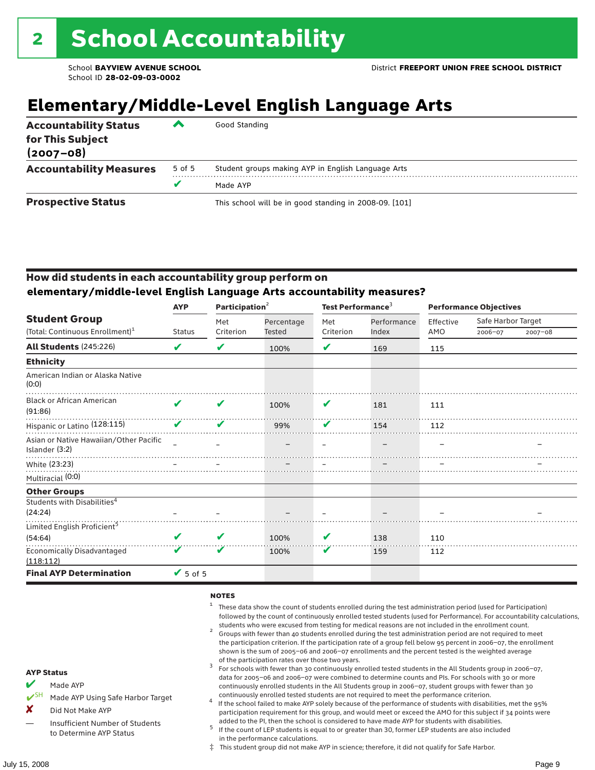# 2 School Accountability

School **BAYVIEW AVENUE SCHOOL**
School ID **28-02-09-03-0002**

District **FREEPORT UNION FREE SCHOOL DISTRICT**

## Elementary/Middle-Level English Language Arts

| | | |
|---|---|---|
| **Accountability Status for This Subject (2007–08)** | ^ | Good Standing |
| **Accountability Measures** | 5 of 5 | Student groups making AYP in English Language Arts |
| | ✔ | Made AYP |
| **Prospective Status** | | This school will be in good standing in 2008-09. [101] |

### How did students in each accountability group perform on elementary/middle-level English Language Arts accountability measures?

| Student Group (Total: Continuous Enrollment)[1] | AYP | Participation[2] | | Test Performance[3] | | Performance Objectives | | |
|---|---|---|---|---|---|---|---|---|
| | Status | Met Criterion | Percentage Tested | Met Criterion | Performance Index | Effective AMO | Safe Harbor Target 2006–07 | Safe Harbor Target 2007–08 |
| **All Students** (245:226) | ✔ | ✔ | 100% | ✔ | 169 | 115 | | |
| **Ethnicity** | | | | | | | | |
| American Indian or Alaska Native (0:0) | | | | | | | | |
| Black or African American (91:86) | ✔ | ✔ | 100% | ✔ | 181 | 111 | | |
| Hispanic or Latino (128:115) | ✔ | ✔ | 99% | ✔ | 154 | 112 | | |
| Asian or Native Hawaiian/Other Pacific Islander (3:2) | – | – | – | – | – | – | | – |
| White (23:23) | – | – | – | – | – | – | | – |
| Multiracial (0:0) | | | | | | | | |
| **Other Groups** | | | | | | | | |
| Students with Disabilities[4] (24:24) | – | – | – | – | – | – | | – |
| Limited English Proficient[5] (54:64) | ✔ | ✔ | 100% | ✔ | 138 | 110 | | |
| Economically Disadvantaged (118:112) | ✔ | ✔ | 100% | ✔ | 159 | 112 | | |
| **Final AYP Determination** | ✔ 5 of 5 | | | | | | | |

**AYP Status**

- ✔ Made AYP
- ✔SH Made AYP Using Safe Harbor Target
- ✘ Did Not Make AYP
- — Insufficient Number of Students to Determine AYP Status

**NOTES**

1. These data show the count of students enrolled during the test administration period (used for Participation) followed by the count of continuously enrolled tested students (used for Performance). For accountability calculations, students who were excused from testing for medical reasons are not included in the enrollment count.
2. Groups with fewer than 40 students enrolled during the test administration period are not required to meet the participation criterion. If the participation rate of a group fell below 95 percent in 2006–07, the enrollment shown is the sum of 2005–06 and 2006–07 enrollments and the percent tested is the weighted average of the participation rates over those two years.
3. For schools with fewer than 30 continuously enrolled tested students in the All Students group in 2006–07, data for 2005–06 and 2006–07 were combined to determine counts and PIs. For schools with 30 or more continuously enrolled students in the All Students group in 2006–07, student groups with fewer than 30 continuously enrolled tested students are not required to meet the performance criterion.
4. If the school failed to make AYP solely because of the performance of students with disabilities, met the 95% participation requirement for this group, and would meet or exceed the AMO for this subject if 34 points were added to the PI, then the school is considered to have made AYP for students with disabilities.
5. If the count of LEP students is equal to or greater than 30, former LEP students are also included in the performance calculations.

‡ This student group did not make AYP in science; therefore, it did not qualify for Safe Harbor.

July 15, 2008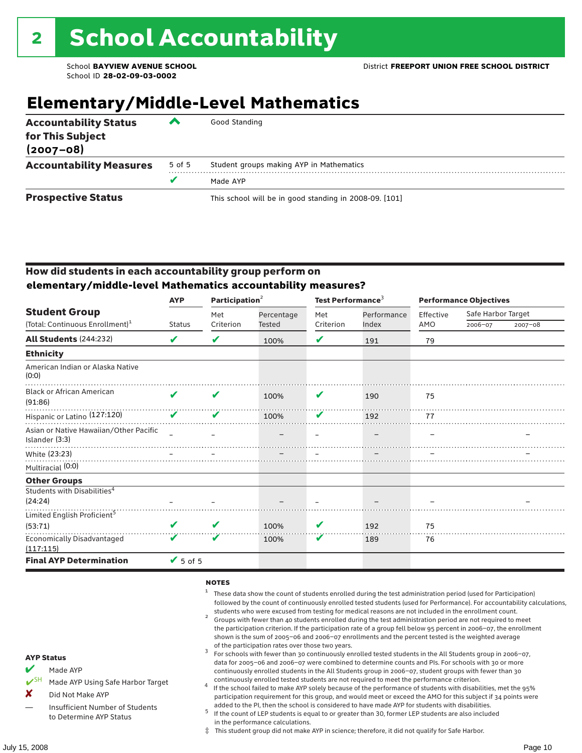# 2 School Accountability

School **BAYVIEW AVENUE SCHOOL**
School ID **28-02-09-03-0002**

District **FREEPORT UNION FREE SCHOOL DISTRICT**

## Elementary/Middle-Level Mathematics

| | | |
|---|---|---|
| **Accountability Status for This Subject (2007–08)** | ^ | Good Standing |
| **Accountability Measures** | 5 of 5 | Student groups making AYP in Mathematics |
| | ✔ | Made AYP |
| **Prospective Status** | | This school will be in good standing in 2008-09. [101] |

### How did students in each accountability group perform on elementary/middle-level Mathematics accountability measures?

| Student Group (Total: Continuous Enrollment)[1] | AYP Status | Participation[2] Met Criterion | Participation[2] Percentage Tested | Test Performance[3] Met Criterion | Test Performance[3] Performance Index | Performance Objectives Effective AMO | Safe Harbor Target 2006–07 | Safe Harbor Target 2007–08 |
|---|---|---|---|---|---|---|---|---|
| **All Students** (244:232) | ✔ | ✔ | 100% | ✔ | 191 | 79 | | |
| **Ethnicity** | | | | | | | | |
| American Indian or Alaska Native (0:0) | | | | | | | | |
| Black or African American (91:86) | ✔ | ✔ | 100% | ✔ | 190 | 75 | | |
| Hispanic or Latino (127:120) | ✔ | ✔ | 100% | ✔ | 192 | 77 | | |
| Asian or Native Hawaiian/Other Pacific Islander (3:3) | – | – | – | – | – | – | | – |
| White (23:23) | – | – | – | – | – | – | | – |
| Multiracial (0:0) | | | | | | | | |
| **Other Groups** | | | | | | | | |
| Students with Disabilities[4] (24:24) | – | – | – | – | – | – | | – |
| Limited English Proficient[5] (53:71) | ✔ | ✔ | 100% | ✔ | 192 | 75 | | |
| Economically Disadvantaged (117:115) | ✔ | ✔ | 100% | ✔ | 189 | 76 | | |
| **Final AYP Determination** | ✔ 5 of 5 | | | | | | | |

**NOTES**

1. These data show the count of students enrolled during the test administration period (used for Participation) followed by the count of continuously enrolled tested students (used for Performance). For accountability calculations, students who were excused from testing for medical reasons are not included in the enrollment count.
2. Groups with fewer than 40 students enrolled during the test administration period are not required to meet the participation criterion. If the participation rate of a group fell below 95 percent in 2006–07, the enrollment shown is the sum of 2005–06 and 2006–07 enrollments and the percent tested is the weighted average of the participation rates over those two years.
3. For schools with fewer than 30 continuously enrolled tested students in the All Students group in 2006–07, data for 2005–06 and 2006–07 were combined to determine counts and PIs. For schools with 30 or more continuously enrolled students in the All Students group in 2006–07, student groups with fewer than 30 continuously enrolled tested students are not required to meet the performance criterion.
4. If the school failed to make AYP solely because of the performance of students with disabilities, met the 95% participation requirement for this group, and would meet or exceed the AMO for this subject if 34 points were added to the PI, then the school is considered to have made AYP for students with disabilities.
5. If the count of LEP students is equal to or greater than 30, former LEP students are also included in the performance calculations.

‡ This student group did not make AYP in science; therefore, it did not qualify for Safe Harbor.

**AYP Status**

- ✔ Made AYP
- ✔SH Made AYP Using Safe Harbor Target
- ✘ Did Not Make AYP
- — Insufficient Number of Students to Determine AYP Status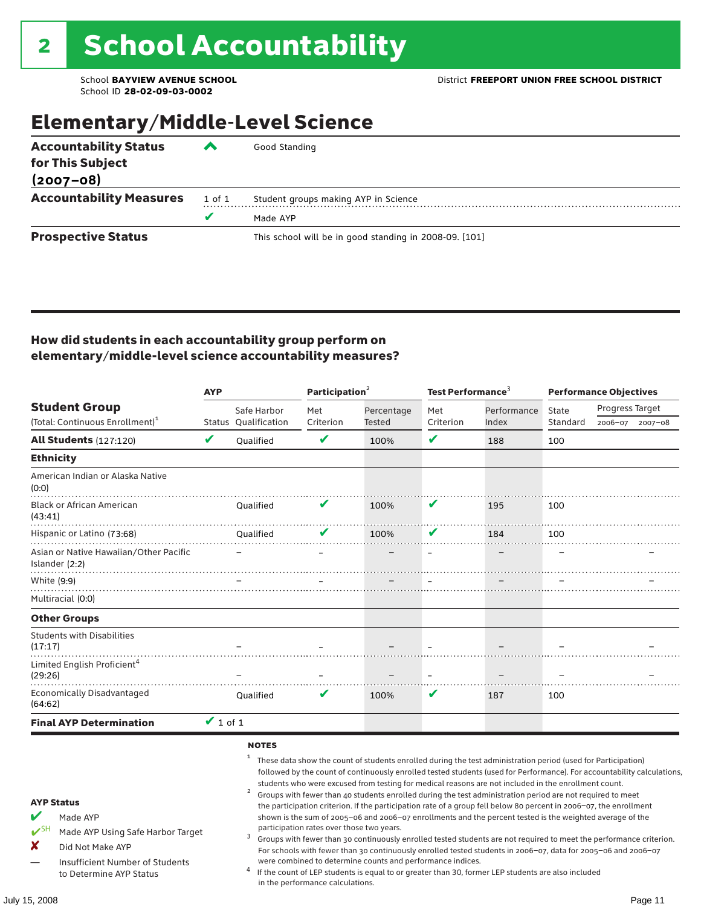# 2 School Accountability

School **BAYVIEW AVENUE SCHOOL** District **FREEPORT UNION FREE SCHOOL DISTRICT**
School ID **28-02-09-03-0002**

## Elementary/Middle-Level Science

| | | |
|---|---|---|
| **Accountability Status for This Subject (2007–08)** | ⌃ | Good Standing |
| **Accountability Measures** | 1 of 1 | Student groups making AYP in Science |
| | ✔ | Made AYP |
| **Prospective Status** | | This school will be in good standing in 2008-09. [101] |

### How did students in each accountability group perform on elementary/middle-level science accountability measures?

| Student Group (Total: Continuous Enrollment)[1] | AYP | | Participation[2] | | Test Performance[3] | | Performance Objectives | | |
|---|---|---|---|---|---|---|---|---|---|
| | Status | Safe Harbor Qualification | Met Criterion | Percentage Tested | Met Criterion | Performance Index | State Standard | Progress Target 2006–07 | Progress Target 2007–08 |
| **All Students** (127:120) | ✔ | Qualified | ✔ | 100% | ✔ | 188 | 100 | | |
| **Ethnicity** | | | | | | | | | |
| American Indian or Alaska Native (0:0) | | | | | | | | | |
| Black or African American (43:41) | | Qualified | ✔ | 100% | ✔ | 195 | 100 | | |
| Hispanic or Latino (73:68) | | Qualified | ✔ | 100% | ✔ | 184 | 100 | | |
| Asian or Native Hawaiian/Other Pacific Islander (2:2) | | – | – | – | – | – | – | | – |
| White (9:9) | | – | – | – | – | – | – | | – |
| Multiracial (0:0) | | | | | | | | | |
| **Other Groups** | | | | | | | | | |
| Students with Disabilities (17:17) | | – | – | – | – | – | – | | – |
| Limited English Proficient[4] (29:26) | | – | – | – | – | – | – | | – |
| Economically Disadvantaged (64:62) | | Qualified | ✔ | 100% | ✔ | 187 | 100 | | |
| **Final AYP Determination** | ✔ 1 of 1 | | | | | | | | |

**AYP Status**

- ✔ Made AYP
- ✔SH Made AYP Using Safe Harbor Target
- ✘ Did Not Make AYP
- — Insufficient Number of Students to Determine AYP Status

**NOTES**

1. These data show the count of students enrolled during the test administration period (used for Participation) followed by the count of continuously enrolled tested students (used for Performance). For accountability calculations, students who were excused from testing for medical reasons are not included in the enrollment count.
2. Groups with fewer than 40 students enrolled during the test administration period are not required to meet the participation criterion. If the participation rate of a group fell below 80 percent in 2006–07, the enrollment shown is the sum of 2005–06 and 2006–07 enrollments and the percent tested is the weighted average of the participation rates over those two years.
3. Groups with fewer than 30 continuously enrolled tested students are not required to meet the performance criterion. For schools with fewer than 30 continuously enrolled tested students in 2006–07, data for 2005–06 and 2006–07 were combined to determine counts and performance indices.
4. If the count of LEP students is equal to or greater than 30, former LEP students are also included in the performance calculations.

July 15, 2008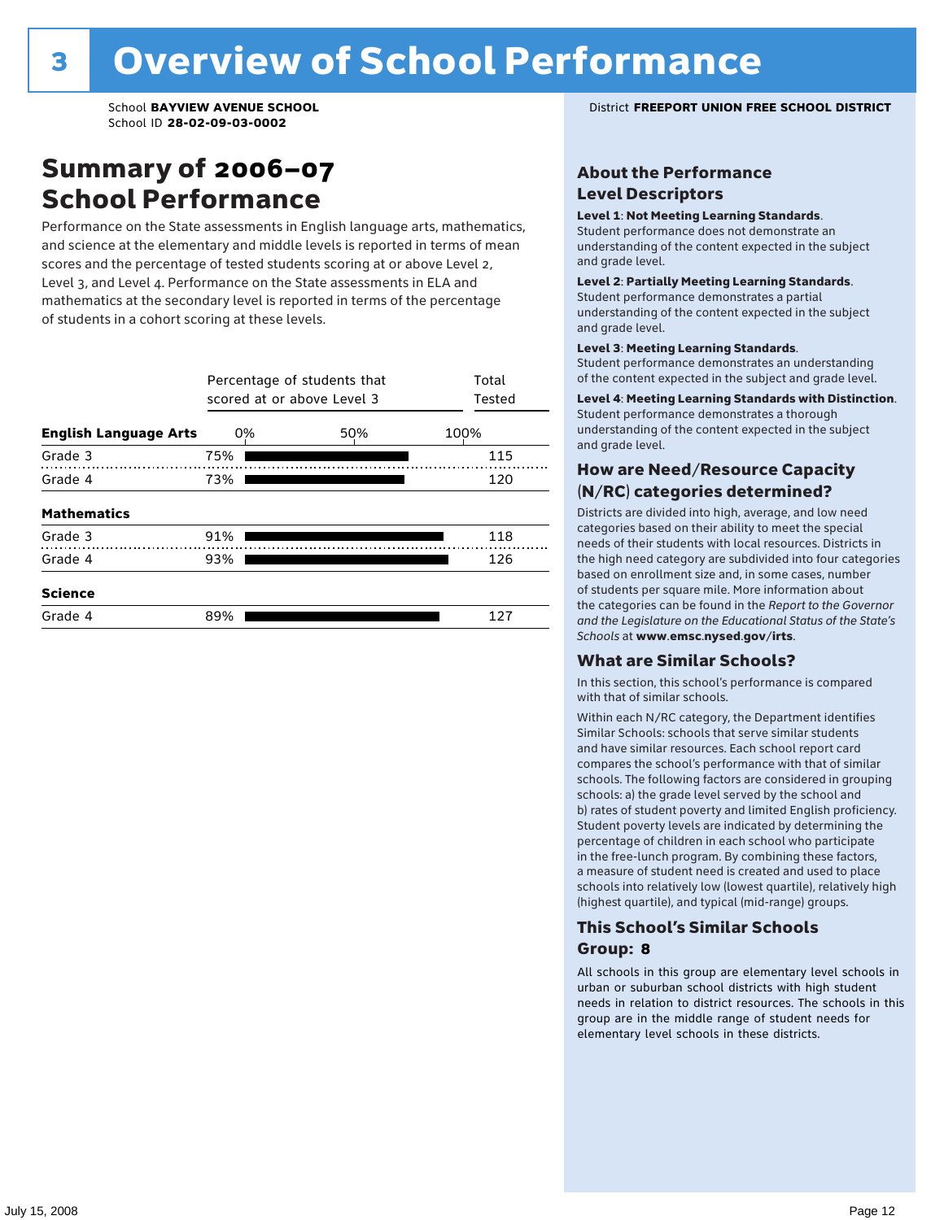# 3 Overview of School Performance

School **BAYVIEW AVENUE SCHOOL**
School ID **28-02-09-03-0002**

District **FREEPORT UNION FREE SCHOOL DISTRICT**

## Summary of 2006–07 School Performance

Performance on the State assessments in English language arts, mathematics, and science at the elementary and middle levels is reported in terms of mean scores and the percentage of tested students scoring at or above Level 2, Level 3, and Level 4. Performance on the State assessments in ELA and mathematics at the secondary level is reported in terms of the percentage of students in a cohort scoring at these levels.

| | Percentage of students that scored at or above Level 3 | Total Tested |
|---|---|---|
| **English Language Arts** | | |
| Grade 3 | 75% | 115 |
| Grade 4 | 73% | 120 |
| **Mathematics** | | |
| Grade 3 | 91% | 118 |
| Grade 4 | 93% | 126 |
| **Science** | | |
| Grade 4 | 89% | 127 |

## About the Performance Level Descriptors

**Level 1**: **Not Meeting Learning Standards**. Student performance does not demonstrate an understanding of the content expected in the subject and grade level.

**Level 2**: **Partially Meeting Learning Standards**. Student performance demonstrates a partial understanding of the content expected in the subject and grade level.

**Level 3**: **Meeting Learning Standards**. Student performance demonstrates an understanding of the content expected in the subject and grade level.

**Level 4**: **Meeting Learning Standards with Distinction**. Student performance demonstrates a thorough understanding of the content expected in the subject and grade level.

## How are Need/Resource Capacity (N/RC) categories determined?

Districts are divided into high, average, and low need categories based on their ability to meet the special needs of their students with local resources. Districts in the high need category are subdivided into four categories based on enrollment size and, in some cases, number of students per square mile. More information about the categories can be found in the *Report to the Governor and the Legislature on the Educational Status of the State's Schools* at **www.emsc.nysed.gov/irts**.

## What are Similar Schools?

In this section, this school's performance is compared with that of similar schools.

Within each N/RC category, the Department identifies Similar Schools: schools that serve similar students and have similar resources. Each school report card compares the school's performance with that of similar schools. The following factors are considered in grouping schools: a) the grade level served by the school and b) rates of student poverty and limited English proficiency. Student poverty levels are indicated by determining the percentage of children in each school who participate in the free-lunch program. By combining these factors, a measure of student need is created and used to place schools into relatively low (lowest quartile), relatively high (highest quartile), and typical (mid-range) groups.

## This School's Similar Schools Group: 8

All schools in this group are elementary level schools in urban or suburban school districts with high student needs in relation to district resources. The schools in this group are in the middle range of student needs for elementary level schools in these districts.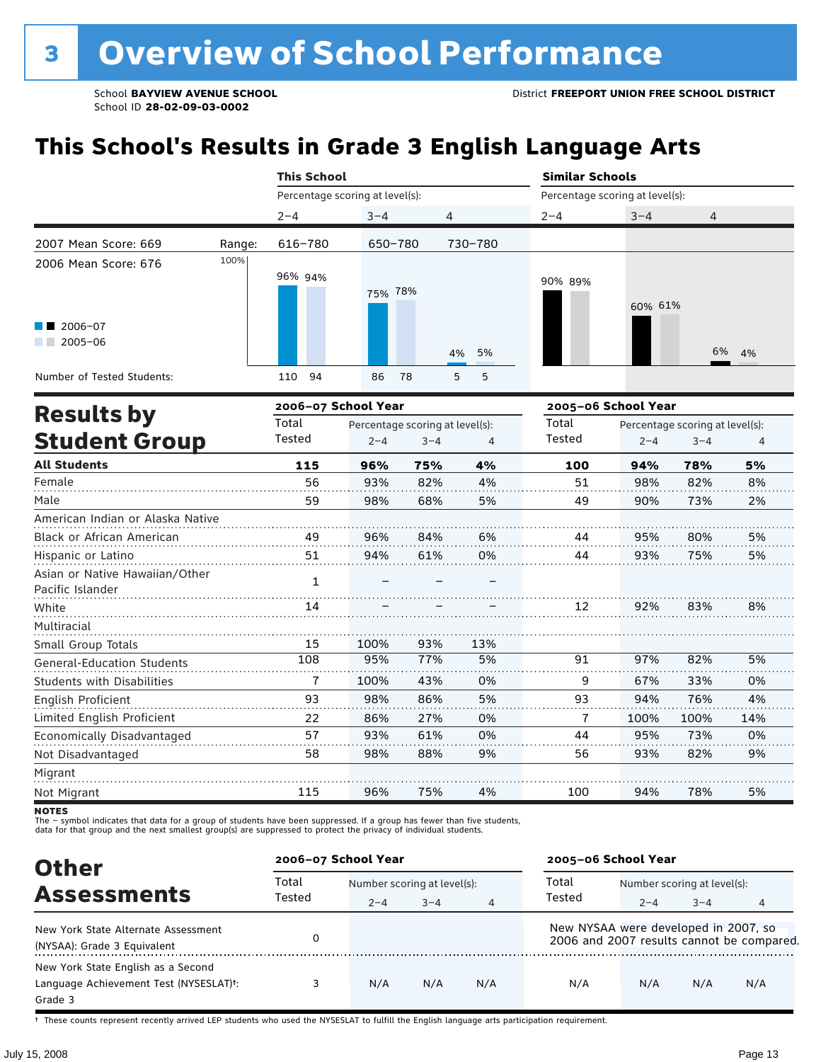# 3 Overview of School Performance

School **BAYVIEW AVENUE SCHOOL**
School ID **28-02-09-03-0002**

District **FREEPORT UNION FREE SCHOOL DISTRICT**

## This School's Results in Grade 3 English Language Arts

| | | This School | | | Similar Schools | | |
|---|---|---|---|---|---|---|---|
| | | Percentage scoring at level(s): | | | Percentage scoring at level(s): | | |
| | | 2–4 | 3–4 | 4 | 2–4 | 3–4 | 4 |
| 2007 Mean Score: 669 | Range: | 616–780 | 650–780 | 730–780 | | | |
| 2006 Mean Score: 676 | | | | | | | |
| 2006–07 | | 96% | 75% | 4% | 90% | 60% | 6% |
| 2005–06 | | 94% | 78% | 5% | 89% | 61% | 4% |
| Number of Tested Students: | | 110 / 94 | 86 / 78 | 5 / 5 | | | |

## Results by Student Group

| | 2006–07 School Year | | | | 2005–06 School Year | | | |
|---|---|---|---|---|---|---|---|---|
| | Total Tested | Percentage scoring at level(s): | | | Total Tested | Percentage scoring at level(s): | | |
| | | 2–4 | 3–4 | 4 | | 2–4 | 3–4 | 4 |
| **All Students** | **115** | **96%** | **75%** | **4%** | **100** | **94%** | **78%** | **5%** |
| Female | 56 | 93% | 82% | 4% | 51 | 98% | 82% | 8% |
| Male | 59 | 98% | 68% | 5% | 49 | 90% | 73% | 2% |
| American Indian or Alaska Native | | | | | | | | |
| Black or African American | 49 | 96% | 84% | 6% | 44 | 95% | 80% | 5% |
| Hispanic or Latino | 51 | 94% | 61% | 0% | 44 | 93% | 75% | 5% |
| Asian or Native Hawaiian/Other Pacific Islander | 1 | – | – | – | | | | |
| White | 14 | – | – | – | 12 | 92% | 83% | 8% |
| Multiracial | | | | | | | | |
| Small Group Totals | 15 | 100% | 93% | 13% | | | | |
| General-Education Students | 108 | 95% | 77% | 5% | 91 | 97% | 82% | 5% |
| Students with Disabilities | 7 | 100% | 43% | 0% | 9 | 67% | 33% | 0% |
| English Proficient | 93 | 98% | 86% | 5% | 93 | 94% | 76% | 4% |
| Limited English Proficient | 22 | 86% | 27% | 0% | 7 | 100% | 100% | 14% |
| Economically Disadvantaged | 57 | 93% | 61% | 0% | 44 | 95% | 73% | 0% |
| Not Disadvantaged | 58 | 98% | 88% | 9% | 56 | 93% | 82% | 9% |
| Migrant | | | | | | | | |
| Not Migrant | 115 | 96% | 75% | 4% | 100 | 94% | 78% | 5% |

**NOTES**
The – symbol indicates that data for a group of students have been suppressed. If a group has fewer than five students, data for that group and the next smallest group(s) are suppressed to protect the privacy of individual students.

## Other Assessments

| | 2006–07 School Year | | | | 2005–06 School Year | | | |
|---|---|---|---|---|---|---|---|---|
| | Total Tested | Number scoring at level(s): | | | Total Tested | Number scoring at level(s): | | |
| | | 2–4 | 3–4 | 4 | | 2–4 | 3–4 | 4 |
| New York State Alternate Assessment (NYSAA): Grade 3 Equivalent | 0 | | | | New NYSAA were developed in 2007, so 2006 and 2007 results cannot be compared. | | | |
| New York State English as a Second Language Achievement Test (NYSESLAT)†: Grade 3 | 3 | N/A | N/A | N/A | N/A | N/A | N/A | N/A |

† These counts represent recently arrived LEP students who used the NYSESLAT to fulfill the English language arts participation requirement.

July 15, 2008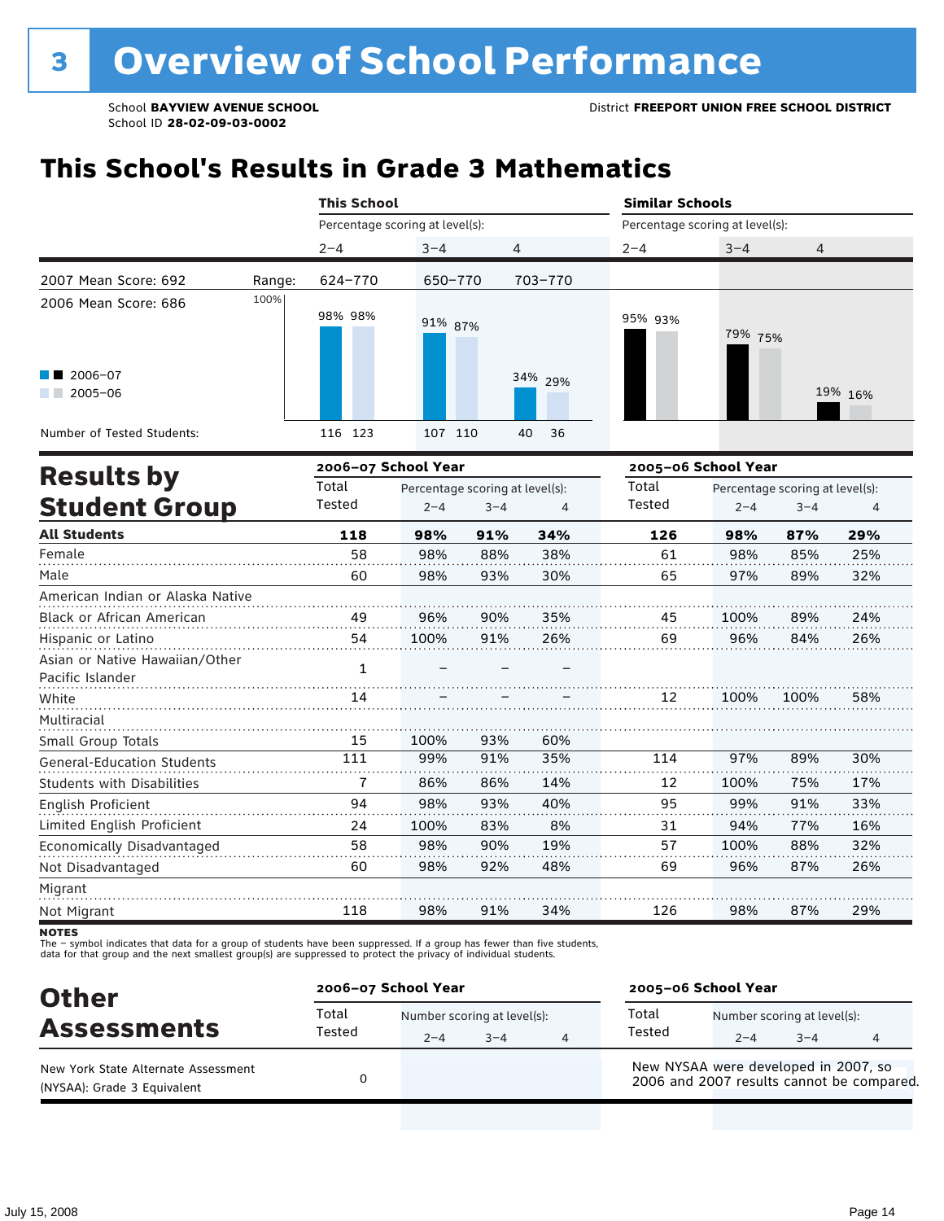# 3 Overview of School Performance

School **BAYVIEW AVENUE SCHOOL**
School ID **28-02-09-03-0002**

District **FREEPORT UNION FREE SCHOOL DISTRICT**

## This School's Results in Grade 3 Mathematics

| | This School | | | Similar Schools | | |
|---|---|---|---|---|---|---|
| | Percentage scoring at level(s): | | | Percentage scoring at level(s): | | |
| | 2–4 | 3–4 | 4 | 2–4 | 3–4 | 4 |
| 2007 Mean Score: 692 — Range: | 624–770 | 650–770 | 703–770 | | | |
| 2006 Mean Score: 686 | | | | | | |
| 2006–07 | 98% | 91% | 34% | 95% | 79% | 19% |
| 2005–06 | 98% | 87% | 29% | 93% | 75% | 16% |
| Number of Tested Students (2006–07) | 116 | 107 | 40 | | | |
| Number of Tested Students (2005–06) | 123 | 110 | 36 | | | |

## Results by Student Group

| | 2006–07 School Year | | | | 2005–06 School Year | | | |
|---|---|---|---|---|---|---|---|---|
| | Total Tested | Percentage scoring at level(s): | | | Total Tested | Percentage scoring at level(s): | | |
| | | 2–4 | 3–4 | 4 | | 2–4 | 3–4 | 4 |
| **All Students** | **118** | **98%** | **91%** | **34%** | **126** | **98%** | **87%** | **29%** |
| Female | 58 | 98% | 88% | 38% | 61 | 98% | 85% | 25% |
| Male | 60 | 98% | 93% | 30% | 65 | 97% | 89% | 32% |
| American Indian or Alaska Native | | | | | | | | |
| Black or African American | 49 | 96% | 90% | 35% | 45 | 100% | 89% | 24% |
| Hispanic or Latino | 54 | 100% | 91% | 26% | 69 | 96% | 84% | 26% |
| Asian or Native Hawaiian/Other Pacific Islander | 1 | – | – | – | | | | |
| White | 14 | – | – | – | 12 | 100% | 100% | 58% |
| Multiracial | | | | | | | | |
| Small Group Totals | 15 | 100% | 93% | 60% | | | | |
| General-Education Students | 111 | 99% | 91% | 35% | 114 | 97% | 89% | 30% |
| Students with Disabilities | 7 | 86% | 86% | 14% | 12 | 100% | 75% | 17% |
| English Proficient | 94 | 98% | 93% | 40% | 95 | 99% | 91% | 33% |
| Limited English Proficient | 24 | 100% | 83% | 8% | 31 | 94% | 77% | 16% |
| Economically Disadvantaged | 58 | 98% | 90% | 19% | 57 | 100% | 88% | 32% |
| Not Disadvantaged | 60 | 98% | 92% | 48% | 69 | 96% | 87% | 26% |
| Migrant | | | | | | | | |
| Not Migrant | 118 | 98% | 91% | 34% | 126 | 98% | 87% | 29% |

**NOTES**
The – symbol indicates that data for a group of students have been suppressed. If a group has fewer than five students, data for that group and the next smallest group(s) are suppressed to protect the privacy of individual students.

## Other Assessments

| | 2006–07 School Year | | | | 2005–06 School Year | | | |
|---|---|---|---|---|---|---|---|---|
| | Total Tested | Number scoring at level(s): | | | Total Tested | Number scoring at level(s): | | |
| | | 2–4 | 3–4 | 4 | | 2–4 | 3–4 | 4 |
| New York State Alternate Assessment (NYSAA): Grade 3 Equivalent | 0 | | | | New NYSAA were developed in 2007, so 2006 and 2007 results cannot be compared. | | | |

July 15, 2008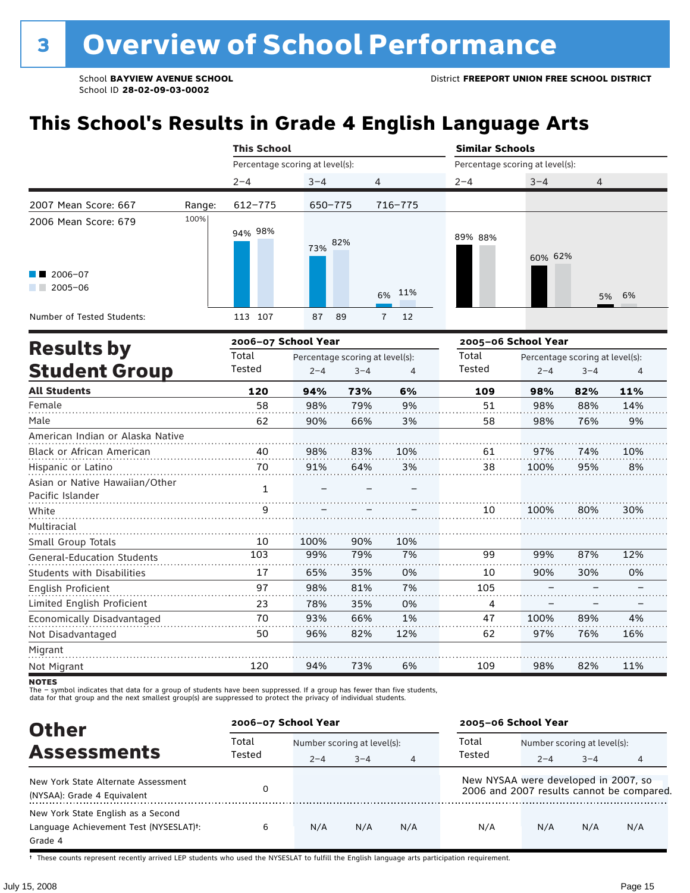# 3 Overview of School Performance

School **BAYVIEW AVENUE SCHOOL**
School ID **28-02-09-03-0002**

District **FREEPORT UNION FREE SCHOOL DISTRICT**

## This School's Results in Grade 4 English Language Arts

| | | This School | | | Similar Schools | | |
|---|---|---|---|---|---|---|---|
| | | Percentage scoring at level(s): | | | Percentage scoring at level(s): | | |
| | | 2–4 | 3–4 | 4 | 2–4 | 3–4 | 4 |
| 2007 Mean Score: 667 | Range: | 612–775 | 650–775 | 716–775 | | | |
| 2006 Mean Score: 679 | | | | | | | |
| 2006–07 | | 94% | 73% | 6% | 89% | 60% | 5% |
| 2005–06 | | 98% | 82% | 11% | 88% | 62% | 6% |
| Number of Tested Students: 2006–07 | | 113 | 87 | 7 | | | |
| Number of Tested Students: 2005–06 | | 107 | 89 | 12 | | | |

## Results by Student Group

| | 2006–07 School Year | | | | 2005–06 School Year | | | |
|---|---|---|---|---|---|---|---|---|
| | Total Tested | Percentage scoring at level(s): 2–4 | 3–4 | 4 | Total Tested | Percentage scoring at level(s): 2–4 | 3–4 | 4 |
| **All Students** | **120** | **94%** | **73%** | **6%** | **109** | **98%** | **82%** | **11%** |
| Female | 58 | 98% | 79% | 9% | 51 | 98% | 88% | 14% |
| Male | 62 | 90% | 66% | 3% | 58 | 98% | 76% | 9% |
| American Indian or Alaska Native | | | | | | | | |
| Black or African American | 40 | 98% | 83% | 10% | 61 | 97% | 74% | 10% |
| Hispanic or Latino | 70 | 91% | 64% | 3% | 38 | 100% | 95% | 8% |
| Asian or Native Hawaiian/Other Pacific Islander | 1 | – | – | – | | | | |
| White | 9 | – | – | – | 10 | 100% | 80% | 30% |
| Multiracial | | | | | | | | |
| Small Group Totals | 10 | 100% | 90% | 10% | | | | |
| General-Education Students | 103 | 99% | 79% | 7% | 99 | 99% | 87% | 12% |
| Students with Disabilities | 17 | 65% | 35% | 0% | 10 | 90% | 30% | 0% |
| English Proficient | 97 | 98% | 81% | 7% | 105 | – | – | – |
| Limited English Proficient | 23 | 78% | 35% | 0% | 4 | – | – | – |
| Economically Disadvantaged | 70 | 93% | 66% | 1% | 47 | 100% | 89% | 4% |
| Not Disadvantaged | 50 | 96% | 82% | 12% | 62 | 97% | 76% | 16% |
| Migrant | | | | | | | | |
| Not Migrant | 120 | 94% | 73% | 6% | 109 | 98% | 82% | 11% |

**NOTES**
The – symbol indicates that data for a group of students have been suppressed. If a group has fewer than five students, data for that group and the next smallest group(s) are suppressed to protect the privacy of individual students.

## Other Assessments

| | 2006–07 School Year | | | | 2005–06 School Year | | | |
|---|---|---|---|---|---|---|---|---|
| | Total Tested | Number scoring at level(s): 2–4 | 3–4 | 4 | Total Tested | Number scoring at level(s): 2–4 | 3–4 | 4 |
| New York State Alternate Assessment (NYSAA): Grade 4 Equivalent | 0 | | | | New NYSAA were developed in 2007, so 2006 and 2007 results cannot be compared. | | | |
| New York State English as a Second Language Achievement Test (NYSESLAT)†: Grade 4 | 6 | N/A | N/A | N/A | N/A | N/A | N/A | N/A |

† These counts represent recently arrived LEP students who used the NYSESLAT to fulfill the English language arts participation requirement.

July 15, 2008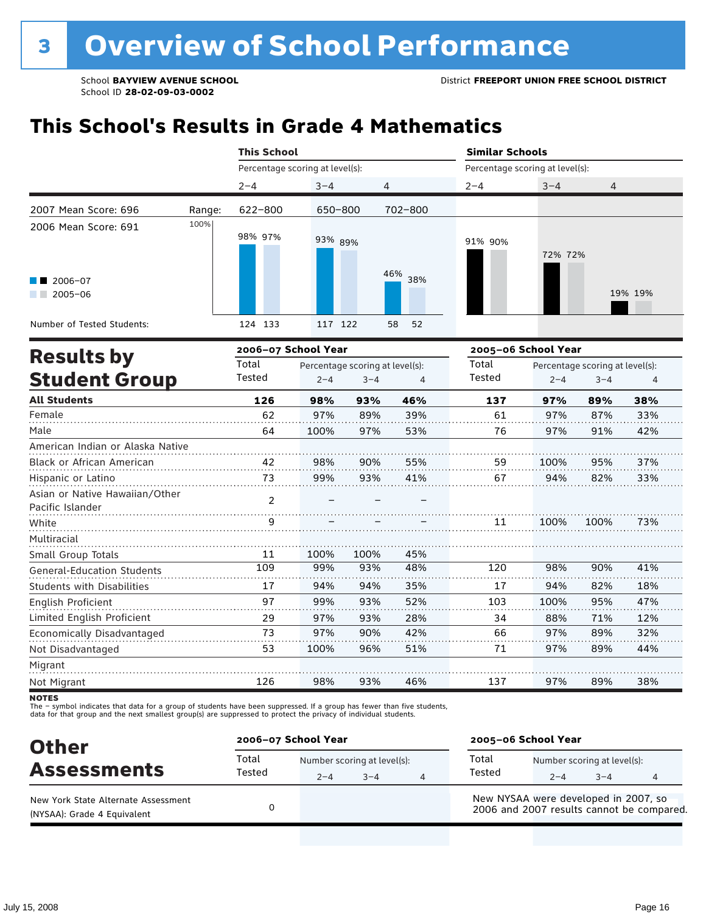# 3 Overview of School Performance

School **BAYVIEW AVENUE SCHOOL**
School ID **28-02-09-03-0002**

District **FREEPORT UNION FREE SCHOOL DISTRICT**

## This School's Results in Grade 4 Mathematics

| | This School | | | Similar Schools | | |
|---|---|---|---|---|---|---|
| Percentage scoring at level(s): | 2–4 | 3–4 | 4 | 2–4 | 3–4 | 4 |
| 2007 Mean Score: 696 — Range: | 622–800 | 650–800 | 702–800 | | | |
| 2006–07 | 98% | 93% | 46% | 91% | 72% | 19% |
| 2005–06 | 97% | 89% | 38% | 90% | 72% | 19% |
| Number of Tested Students: 2006–07 | 124 | 117 | 58 | | | |
| Number of Tested Students: 2005–06 | 133 | 122 | 52 | | | |

2006 Mean Score: 691

## Results by Student Group

| | 2006–07 School Year | | | | 2005–06 School Year | | | |
|---|---|---|---|---|---|---|---|---|
| | Total Tested | Percentage scoring at level(s): 2–4 | 3–4 | 4 | Total Tested | Percentage scoring at level(s): 2–4 | 3–4 | 4 |
| **All Students** | **126** | **98%** | **93%** | **46%** | **137** | **97%** | **89%** | **38%** |
| Female | 62 | 97% | 89% | 39% | 61 | 97% | 87% | 33% |
| Male | 64 | 100% | 97% | 53% | 76 | 97% | 91% | 42% |
| American Indian or Alaska Native | | | | | | | | |
| Black or African American | 42 | 98% | 90% | 55% | 59 | 100% | 95% | 37% |
| Hispanic or Latino | 73 | 99% | 93% | 41% | 67 | 94% | 82% | 33% |
| Asian or Native Hawaiian/Other Pacific Islander | 2 | – | – | – | | | | |
| White | 9 | – | – | – | 11 | 100% | 100% | 73% |
| Multiracial | | | | | | | | |
| Small Group Totals | 11 | 100% | 100% | 45% | | | | |
| General-Education Students | 109 | 99% | 93% | 48% | 120 | 98% | 90% | 41% |
| Students with Disabilities | 17 | 94% | 94% | 35% | 17 | 94% | 82% | 18% |
| English Proficient | 97 | 99% | 93% | 52% | 103 | 100% | 95% | 47% |
| Limited English Proficient | 29 | 97% | 93% | 28% | 34 | 88% | 71% | 12% |
| Economically Disadvantaged | 73 | 97% | 90% | 42% | 66 | 97% | 89% | 32% |
| Not Disadvantaged | 53 | 100% | 96% | 51% | 71 | 97% | 89% | 44% |
| Migrant | | | | | | | | |
| Not Migrant | 126 | 98% | 93% | 46% | 137 | 97% | 89% | 38% |

**NOTES**
The – symbol indicates that data for a group of students have been suppressed. If a group has fewer than five students, data for that group and the next smallest group(s) are suppressed to protect the privacy of individual students.

## Other Assessments

| | 2006–07 School Year | | | | 2005–06 School Year | | | |
|---|---|---|---|---|---|---|---|---|
| | Total Tested | Number scoring at level(s): 2–4 | 3–4 | 4 | Total Tested | Number scoring at level(s): 2–4 | 3–4 | 4 |
| New York State Alternate Assessment (NYSAA): Grade 4 Equivalent | 0 | | | | New NYSAA were developed in 2007, so 2006 and 2007 results cannot be compared. | | | |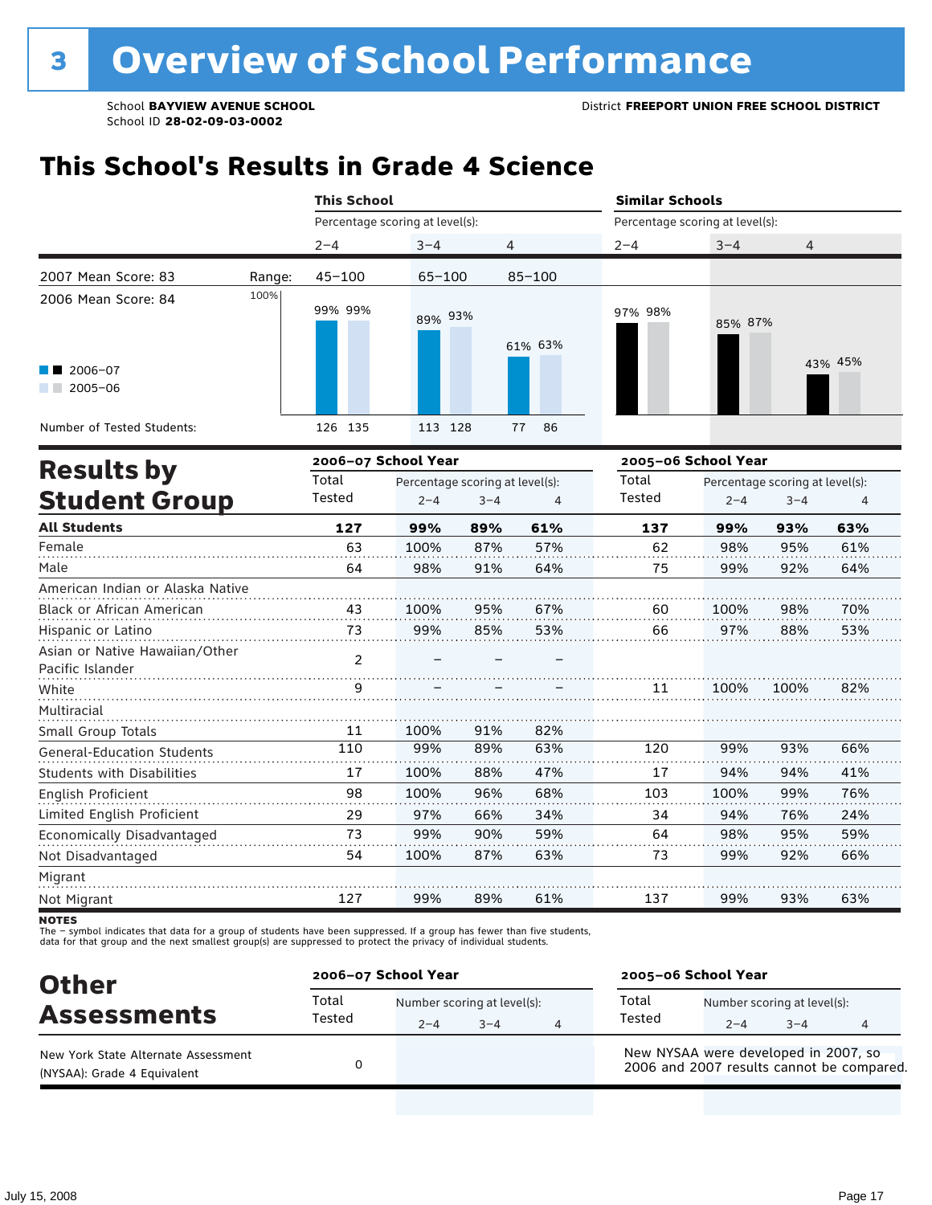# 3 Overview of School Performance

School **BAYVIEW AVENUE SCHOOL**
School ID **28-02-09-03-0002**

District **FREEPORT UNION FREE SCHOOL DISTRICT**

## This School's Results in Grade 4 Science

This School — Percentage scoring at level(s): 2–4, 3–4, 4

Similar Schools — Percentage scoring at level(s): 2–4, 3–4, 4

2007 Mean Score: 83 Range: 45–100, 65–100, 85–100

2006 Mean Score: 84

100%

2006–07
2005–06

This School: 99% 99% | 89% 93% | 61% 63%

Similar Schools: 97% 98% | 85% 87% | 43% 45%

Number of Tested Students: 126 135 | 113 128 | 77 86

## Results by Student Group

| | 2006–07 School Year | | | | 2005–06 School Year | | | |
|---|---|---|---|---|---|---|---|---|
| | Total Tested | Percentage scoring at level(s): 2–4 | 3–4 | 4 | Total Tested | Percentage scoring at level(s): 2–4 | 3–4 | 4 |
| **All Students** | **127** | **99%** | **89%** | **61%** | **137** | **99%** | **93%** | **63%** |
| Female | 63 | 100% | 87% | 57% | 62 | 98% | 95% | 61% |
| Male | 64 | 98% | 91% | 64% | 75 | 99% | 92% | 64% |
| American Indian or Alaska Native | | | | | | | | |
| Black or African American | 43 | 100% | 95% | 67% | 60 | 100% | 98% | 70% |
| Hispanic or Latino | 73 | 99% | 85% | 53% | 66 | 97% | 88% | 53% |
| Asian or Native Hawaiian/Other Pacific Islander | 2 | – | – | – | | | | |
| White | 9 | – | – | – | 11 | 100% | 100% | 82% |
| Multiracial | | | | | | | | |
| Small Group Totals | 11 | 100% | 91% | 82% | | | | |
| General-Education Students | 110 | 99% | 89% | 63% | 120 | 99% | 93% | 66% |
| Students with Disabilities | 17 | 100% | 88% | 47% | 17 | 94% | 94% | 41% |
| English Proficient | 98 | 100% | 96% | 68% | 103 | 100% | 99% | 76% |
| Limited English Proficient | 29 | 97% | 66% | 34% | 34 | 94% | 76% | 24% |
| Economically Disadvantaged | 73 | 99% | 90% | 59% | 64 | 98% | 95% | 59% |
| Not Disadvantaged | 54 | 100% | 87% | 63% | 73 | 99% | 92% | 66% |
| Migrant | | | | | | | | |
| Not Migrant | 127 | 99% | 89% | 61% | 137 | 99% | 93% | 63% |

**NOTES**
The – symbol indicates that data for a group of students have been suppressed. If a group has fewer than five students, data for that group and the next smallest group(s) are suppressed to protect the privacy of individual students.

## Other Assessments

| | 2006–07 School Year | | | | 2005–06 School Year | | | |
|---|---|---|---|---|---|---|---|---|
| | Total Tested | Number scoring at level(s): 2–4 | 3–4 | 4 | Total Tested | Number scoring at level(s): 2–4 | 3–4 | 4 |
| New York State Alternate Assessment (NYSAA): Grade 4 Equivalent | 0 | | | | New NYSAA were developed in 2007, so 2006 and 2007 results cannot be compared. | | | |

July 15, 2008